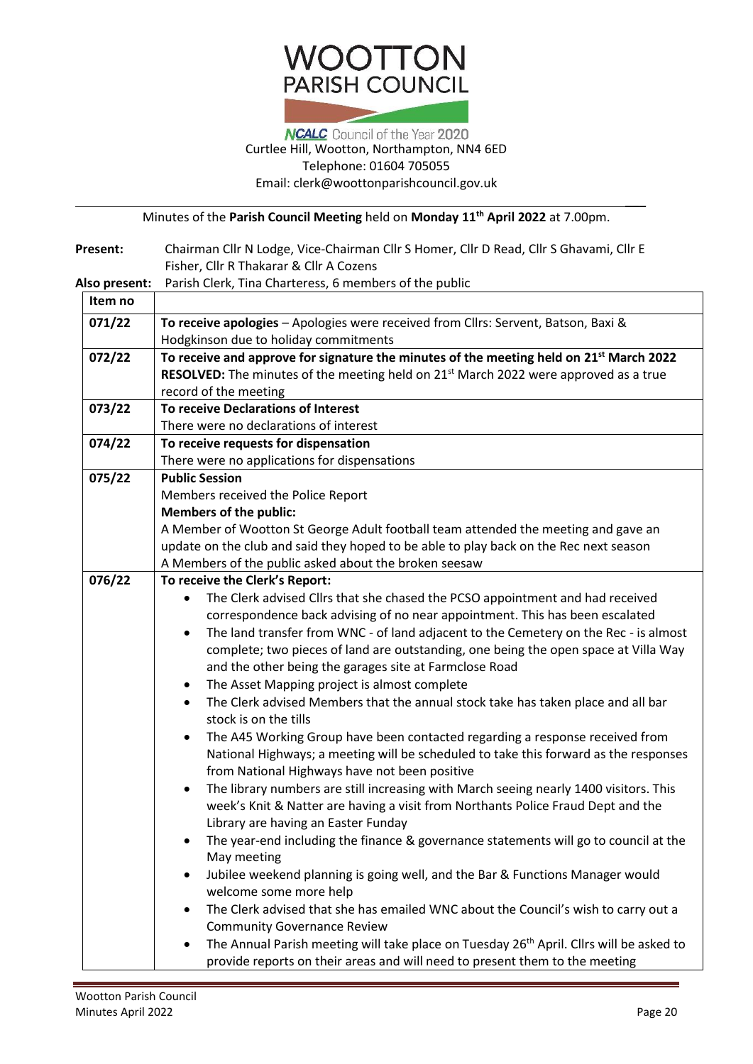# WOOTTON
## PARISH COUNCIL

NCALC Council of the Year 2020

Curtlee Hill, Wootton, Northampton, NN4 6ED
Telephone: 01604 705055
Email: clerk@woottonparishcouncil.gov.uk

Minutes of the **Parish Council Meeting** held on **Monday 11th April 2022** at 7.00pm.

**Present:** Chairman Cllr N Lodge, Vice-Chairman Cllr S Homer, Cllr D Read, Cllr S Ghavami, Cllr E Fisher, Cllr R Thakarar & Cllr A Cozens

**Also present:** Parish Clerk, Tina Charteress, 6 members of the public

| Item no | |
|---|---|
| 071/22 | **To receive apologies** – Apologies were received from Cllrs: Servent, Batson, Baxi & Hodgkinson due to holiday commitments |
| 072/22 | **To receive and approve for signature the minutes of the meeting held on 21st March 2022**<br>**RESOLVED:** The minutes of the meeting held on 21st March 2022 were approved as a true record of the meeting |
| 073/22 | **To receive Declarations of Interest**<br>There were no declarations of interest |
| 074/22 | **To receive requests for dispensation**<br>There were no applications for dispensations |
| 075/22 | **Public Session**<br>Members received the Police Report<br>**Members of the public:**<br>A Member of Wootton St George Adult football team attended the meeting and gave an update on the club and said they hoped to be able to play back on the Rec next season<br>A Members of the public asked about the broken seesaw |
| 076/22 | **To receive the Clerk's Report:**<br>• The Clerk advised Cllrs that she chased the PCSO appointment and had received correspondence back advising of no near appointment. This has been escalated<br>• The land transfer from WNC - of land adjacent to the Cemetery on the Rec - is almost complete; two pieces of land are outstanding, one being the open space at Villa Way and the other being the garages site at Farmclose Road<br>• The Asset Mapping project is almost complete<br>• The Clerk advised Members that the annual stock take has taken place and all bar stock is on the tills<br>• The A45 Working Group have been contacted regarding a response received from National Highways; a meeting will be scheduled to take this forward as the responses from National Highways have not been positive<br>• The library numbers are still increasing with March seeing nearly 1400 visitors. This week's Knit & Natter are having a visit from Northants Police Fraud Dept and the Library are having an Easter Funday<br>• The year-end including the finance & governance statements will go to council at the May meeting<br>• Jubilee weekend planning is going well, and the Bar & Functions Manager would welcome some more help<br>• The Clerk advised that she has emailed WNC about the Council's wish to carry out a Community Governance Review<br>• The Annual Parish meeting will take place on Tuesday 26th April. Cllrs will be asked to provide reports on their areas and will need to present them to the meeting |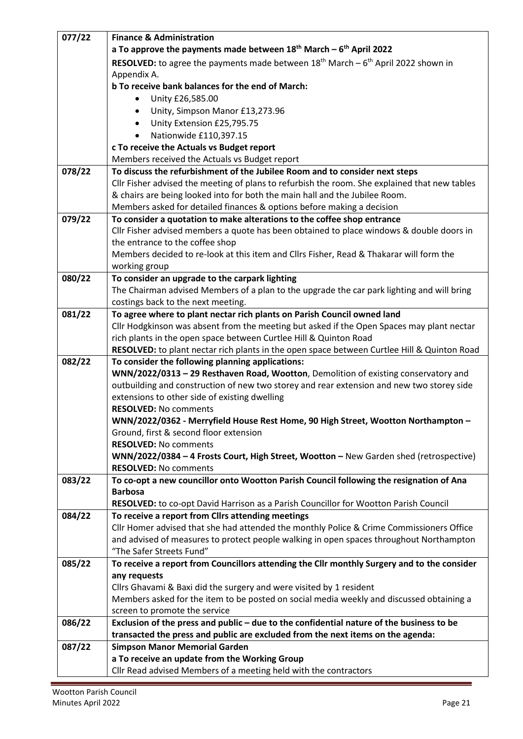| | |
|---|---|
| 077/22 | **Finance & Administration**<br>**a To approve the payments made between 18th March – 6th April 2022**<br>**RESOLVED:** to agree the payments made between 18th March – 6th April 2022 shown in Appendix A.<br>**b To receive bank balances for the end of March:**<br>• Unity £26,585.00<br>• Unity, Simpson Manor £13,273.96<br>• Unity Extension £25,795.75<br>• Nationwide £110,397.15<br>**c To receive the Actuals vs Budget report**<br>Members received the Actuals vs Budget report |
| 078/22 | **To discuss the refurbishment of the Jubilee Room and to consider next steps**<br>Cllr Fisher advised the meeting of plans to refurbish the room. She explained that new tables & chairs are being looked into for both the main hall and the Jubilee Room.<br>Members asked for detailed finances & options before making a decision |
| 079/22 | **To consider a quotation to make alterations to the coffee shop entrance**<br>Cllr Fisher advised members a quote has been obtained to place windows & double doors in the entrance to the coffee shop<br>Members decided to re-look at this item and Cllrs Fisher, Read & Thakarar will form the working group |
| 080/22 | **To consider an upgrade to the carpark lighting**<br>The Chairman advised Members of a plan to the upgrade the car park lighting and will bring costings back to the next meeting. |
| 081/22 | **To agree where to plant nectar rich plants on Parish Council owned land**<br>Cllr Hodgkinson was absent from the meeting but asked if the Open Spaces may plant nectar rich plants in the open space between Curtlee Hill & Quinton Road<br>**RESOLVED:** to plant nectar rich plants in the open space between Curtlee Hill & Quinton Road |
| 082/22 | **To consider the following planning applications:**<br>**WNN/2022/0313 – 29 Resthaven Road, Wootton**, Demolition of existing conservatory and outbuilding and construction of new two storey and rear extension and new two storey side extensions to other side of existing dwelling<br>**RESOLVED:** No comments<br>**WNN/2022/0362 - Merryfield House Rest Home, 90 High Street, Wootton Northampton –** Ground, first & second floor extension<br>**RESOLVED:** No comments<br>**WNN/2022/0384 – 4 Frosts Court, High Street, Wootton –** New Garden shed (retrospective)<br>**RESOLVED:** No comments |
| 083/22 | **To co-opt a new councillor onto Wootton Parish Council following the resignation of Ana Barbosa**<br>**RESOLVED:** to co-opt David Harrison as a Parish Councillor for Wootton Parish Council |
| 084/22 | **To receive a report from Cllrs attending meetings**<br>Cllr Homer advised that she had attended the monthly Police & Crime Commissioners Office and advised of measures to protect people walking in open spaces throughout Northampton "The Safer Streets Fund" |
| 085/22 | **To receive a report from Councillors attending the Cllr monthly Surgery and to the consider any requests**<br>Cllrs Ghavami & Baxi did the surgery and were visited by 1 resident<br>Members asked for the item to be posted on social media weekly and discussed obtaining a screen to promote the service |
| 086/22 | **Exclusion of the press and public – due to the confidential nature of the business to be transacted the press and public are excluded from the next items on the agenda:** |
| 087/22 | **Simpson Manor Memorial Garden**<br>**a To receive an update from the Working Group**<br>Cllr Read advised Members of a meeting held with the contractors |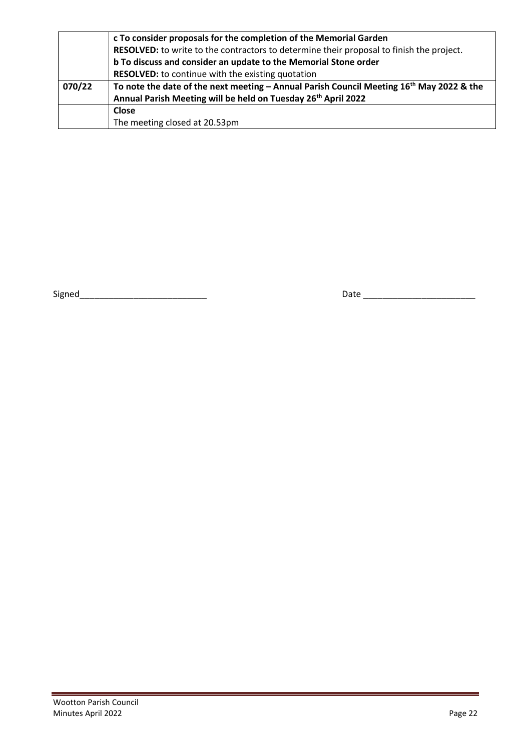| | |
|---|---|
| | **c To consider proposals for the completion of the Memorial Garden**<br>**RESOLVED:** to write to the contractors to determine their proposal to finish the project.<br>**b To discuss and consider an update to the Memorial Stone order**<br>**RESOLVED:** to continue with the existing quotation |
| **070/22** | **To note the date of the next meeting – Annual Parish Council Meeting 16th May 2022 & the Annual Parish Meeting will be held on Tuesday 26th April 2022** |
| | **Close**<br>The meeting closed at 20.53pm |

Signed__________________________ Date _______________________

Wootton Parish Council
Minutes April 2022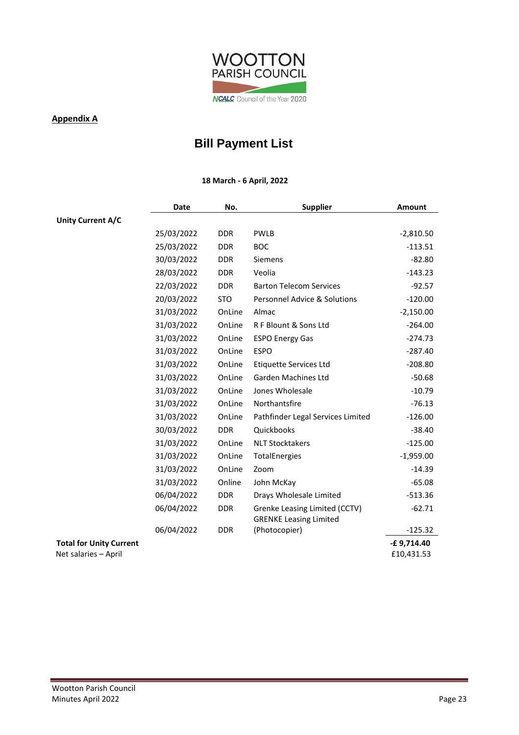WOOTTON PARISH COUNCIL

NCALC Council of the Year 2020

**Appendix A**

# Bill Payment List

**18 March - 6 April, 2022**

| | Date | No. | Supplier | Amount |
|---|---|---|---|---|
| **Unity Current A/C** | | | | |
| | 25/03/2022 | DDR | PWLB | -2,810.50 |
| | 25/03/2022 | DDR | BOC | -113.51 |
| | 30/03/2022 | DDR | Siemens | -82.80 |
| | 28/03/2022 | DDR | Veolia | -143.23 |
| | 22/03/2022 | DDR | Barton Telecom Services | -92.57 |
| | 20/03/2022 | STO | Personnel Advice & Solutions | -120.00 |
| | 31/03/2022 | OnLine | Almac | -2,150.00 |
| | 31/03/2022 | OnLine | R F Blount & Sons Ltd | -264.00 |
| | 31/03/2022 | OnLine | ESPO Energy Gas | -274.73 |
| | 31/03/2022 | OnLine | ESPO | -287.40 |
| | 31/03/2022 | OnLine | Etiquette Services Ltd | -208.80 |
| | 31/03/2022 | OnLine | Garden Machines Ltd | -50.68 |
| | 31/03/2022 | OnLine | Jones Wholesale | -10.79 |
| | 31/03/2022 | OnLine | Northantsfire | -76.13 |
| | 31/03/2022 | OnLine | Pathfinder Legal Services Limited | -126.00 |
| | 30/03/2022 | DDR | Quickbooks | -38.40 |
| | 31/03/2022 | OnLine | NLT Stocktakers | -125.00 |
| | 31/03/2022 | OnLine | TotalEnergies | -1,959.00 |
| | 31/03/2022 | OnLine | Zoom | -14.39 |
| | 31/03/2022 | Online | John McKay | -65.08 |
| | 06/04/2022 | DDR | Drays Wholesale Limited | -513.36 |
| | 06/04/2022 | DDR | Grenke Leasing Limited (CCTV) | -62.71 |
| | 06/04/2022 | DDR | GRENKE Leasing Limited (Photocopier) | -125.32 |
| **Total for Unity Current** | | | | **-£ 9,714.40** |
| Net salaries – April | | | | £10,431.53 |